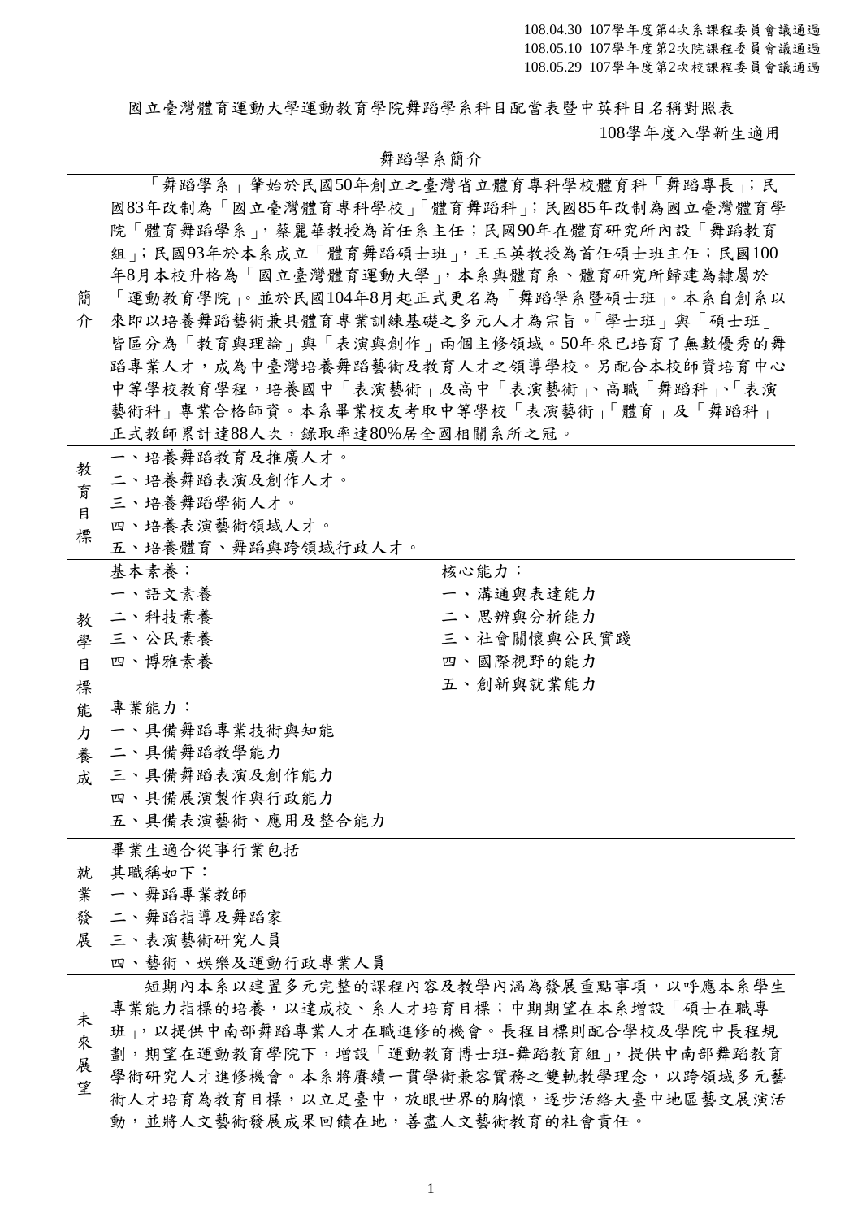108.04.30 107學年度第4次系課程委員會議通過
108.05.10 107學年度第2次院課程委員會議通過
108.05.29 107學年度第2次校課程委員會議通過

# 國立臺灣體育運動大學運動教育學院舞蹈學系科目配當表暨中英科目名稱對照表

108學年度入學新生適用

## 舞蹈學系簡介

| | | |
|---|---|---|
| 簡介 | 「舞蹈學系」肇始於民國50年創立之臺灣省立體育專科學校體育科「舞蹈專長」；民國83年改制為「國立臺灣體育專科學校」「體育舞蹈科」；民國85年改制為國立臺灣體育學院「體育舞蹈學系」，蔡麗華教授為首任系主任；民國90年在體育研究所內設「舞蹈教育組」；民國93年於本系成立「體育舞蹈碩士班」，王玉英教授為首任碩士班主任；民國100年8月本校升格為「國立臺灣體育運動大學」，本系與體育系、體育研究所歸建為隸屬於「運動教育學院」。並於民國104年8月起正式更名為「舞蹈學系暨碩士班」。本系自創系以來即以培養舞蹈藝術兼具體育專業訓練基礎之多元人才為宗旨。「學士班」與「碩士班」皆區分為「教育與理論」與「表演與創作」兩個主修領域。50年來已培育了無數優秀的舞蹈專業人才，成為中臺灣培養舞蹈藝術及教育人才之領導學校。另配合本校師資培育中心中等學校教育學程，培養國中「表演藝術」及高中「表演藝術」、高職「舞蹈科」、「表演藝術科」專業合格師資。本系畢業校友考取中等學校「表演藝術」「體育」及「舞蹈科」正式教師累計達88人次，錄取率達80%居全國相關系所之冠。 | |
| 教育目標 | 一、培養舞蹈教育及推廣人才。<br>二、培養舞蹈表演及創作人才。<br>三、培養舞蹈學術人才。<br>四、培養表演藝術領域人才。<br>五、培養體育、舞蹈與跨領域行政人才。 | |
| 教學目標能力養成 | 基本素養：<br>一、語文素養<br>二、科技素養<br>三、公民素養<br>四、博雅素養 | 核心能力：<br>一、溝通與表達能力<br>二、思辨與分析能力<br>三、社會關懷與公民實踐<br>四、國際視野的能力<br>五、創新與就業能力 |
| | 專業能力：<br>一、具備舞蹈專業技術與知能<br>二、具備舞蹈教學能力<br>三、具備舞蹈表演及創作能力<br>四、具備展演製作與行政能力<br>五、具備表演藝術、應用及整合能力 | |
| 就業發展 | 畢業生適合從事行業包括<br>其職稱如下：<br>一、舞蹈專業教師<br>二、舞蹈指導及舞蹈家<br>三、表演藝術研究人員<br>四、藝術、娛樂及運動行政專業人員 | |
| 未來展望 | 短期內本系以建置多元完整的課程內容及教學內涵為發展重點事項，以呼應本系學生專業能力指標的培養，以達成校、系人才培育目標；中期期望在本系增設「碩士在職專班」，以提供中南部舞蹈專業人才在職進修的機會。長程目標則配合學校及學院中長程規劃，期望在運動教育學院下，增設「運動教育博士班-舞蹈教育組」，提供中南部舞蹈教育學術研究人才進修機會。本系將賡續一貫學術兼容實務之雙軌教學理念，以跨領域多元藝術人才培育為教育目標，以立足臺中，放眼世界的胸懷，逐步活絡大臺中地區藝文展演活動，並將人文藝術發展成果回饋在地，善盡人文藝術教育的社會責任。 | |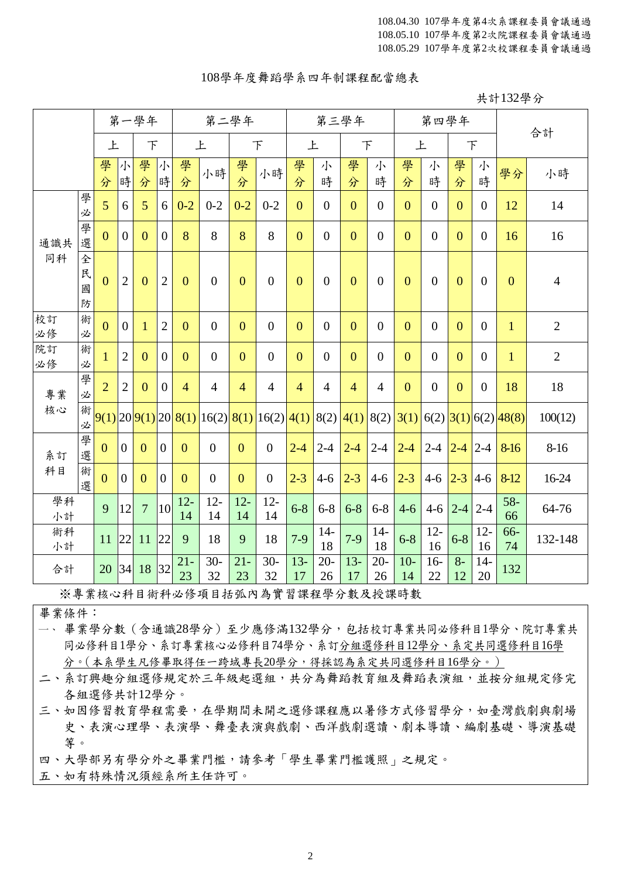108.04.30 107學年度第4次系課程委員會議通過
108.05.10 107學年度第2次院課程委員會議通過
108.05.29 107學年度第2次校課程委員會議通過

# 108學年度舞蹈學系四年制課程配當總表

共計132學分

| | | 第一學年 | | | | 第二學年 | | | | 第三學年 | | | | 第四學年 | | | | 合計 | |
|---|---|---|---|---|---|---|---|---|---|---|---|---|---|---|---|---|---|---|---|
| | | 上 | | 下 | | 上 | | 下 | | 上 | | 下 | | 上 | | 下 | | | |
| | | 學分 | 小時 | 學分 | 小時 | 學分 | 小時 | 學分 | 小時 | 學分 | 小時 | 學分 | 小時 | 學分 | 小時 | 學分 | 小時 | 學分 | 小時 |
| 通識共同科 | 學必 | 5 | 6 | 5 | 6 | 0-2 | 0-2 | 0-2 | 0-2 | 0 | 0 | 0 | 0 | 0 | 0 | 0 | 0 | 12 | 14 |
| | 學選 | 0 | 0 | 0 | 0 | 8 | 8 | 8 | 8 | 0 | 0 | 0 | 0 | 0 | 0 | 0 | 0 | 16 | 16 |
| | 全民國防 | 0 | 2 | 0 | 2 | 0 | 0 | 0 | 0 | 0 | 0 | 0 | 0 | 0 | 0 | 0 | 0 | 0 | 4 |
| 校訂必修 | 術必 | 0 | 0 | 1 | 2 | 0 | 0 | 0 | 0 | 0 | 0 | 0 | 0 | 0 | 0 | 0 | 0 | 1 | 2 |
| 院訂必修 | 術必 | 1 | 2 | 0 | 0 | 0 | 0 | 0 | 0 | 0 | 0 | 0 | 0 | 0 | 0 | 0 | 0 | 1 | 2 |
| 專業核心 | 學必 | 2 | 2 | 0 | 0 | 4 | 4 | 4 | 4 | 4 | 4 | 4 | 4 | 0 | 0 | 0 | 0 | 18 | 18 |
| | 術必 | 9(1) | 20 | 9(1) | 20 | 8(1) | 16(2) | 8(1) | 16(2) | 4(1) | 8(2) | 4(1) | 8(2) | 3(1) | 6(2) | 3(1) | 6(2) | 48(8) | 100(12) |
| 系訂科目 | 學選 | 0 | 0 | 0 | 0 | 0 | 0 | 0 | 0 | 2-4 | 2-4 | 2-4 | 2-4 | 2-4 | 2-4 | 2-4 | 2-4 | 8-16 | 8-16 |
| | 術選 | 0 | 0 | 0 | 0 | 0 | 0 | 0 | 0 | 2-3 | 4-6 | 2-3 | 4-6 | 2-3 | 4-6 | 2-3 | 4-6 | 8-12 | 16-24 |
| 學科小計 | | 9 | 12 | 7 | 10 | 12-14 | 12-14 | 12-14 | 12-14 | 6-8 | 6-8 | 6-8 | 6-8 | 4-6 | 4-6 | 2-4 | 2-4 | 58-66 | 64-76 |
| 術科小計 | | 11 | 22 | 11 | 22 | 9 | 18 | 9 | 18 | 7-9 | 14-18 | 7-9 | 14-18 | 6-8 | 12-16 | 6-8 | 12-16 | 66-74 | 132-148 |
| 合計 | | 20 | 34 | 18 | 32 | 21-23 | 30-32 | 21-23 | 30-32 | 13-17 | 20-26 | 13-17 | 20-26 | 10-14 | 16-22 | 8-12 | 14-20 | 132 | |

※專業核心科目術科必修項目括弧內為實習課程學分數及授課時數

畢業條件：

一、畢業學分數（含通識28學分）至少應修滿132學分，包括校訂專業共同必修科目1學分、院訂專業共同必修科目1學分、系訂專業核心必修科目74學分、系訂分組選修科目12學分、系定共同選修科目16學分。(本系學生凡修畢取得任一跨域專長20學分，得採認為系定共同選修科目16學分。)

二、系訂興趣分組選修規定於三年級起選組，共分為舞蹈教育組及舞蹈表演組，並按分組規定修完各組選修共計12學分。

三、如因修習教育學程需要，在學期間未開之選修課程應以暑修方式修習學分，如臺灣戲劇與劇場史、表演心理學、表演學、舞臺表演與戲劇、西洋戲劇選讀、劇本導讀、編劇基礎、導演基礎等。

四、大學部另有學分外之畢業門檻，請參考「學生畢業門檻護照」之規定。

五、如有特殊情況須經系所主任許可。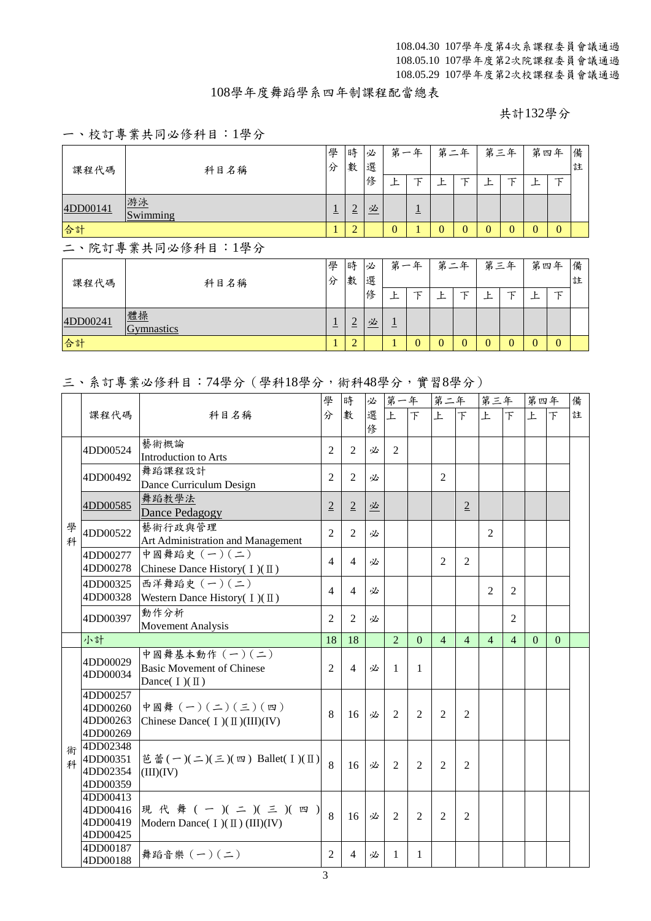108.04.30 107學年度第4次系課程委員會議通過
108.05.10 107學年度第2次院課程委員會議通過
108.05.29 107學年度第2次校課程委員會議通過

# 108學年度舞蹈學系四年制課程配當總表

共計132學分

## 一、校訂專業共同必修科目：1學分

| 課程代碼 | 科目名稱 | 學分 | 時數 | 必選修 | 第一年上 | 第一年下 | 第二年上 | 第二年下 | 第三年上 | 第三年下 | 第四年上 | 第四年下 | 備註 |
|---|---|---|---|---|---|---|---|---|---|---|---|---|---|
| 4DD00141 | 游泳 Swimming | 1 | 2 | 必 | | 1 | | | | | | | |
| 合計 | | 1 | 2 | | 0 | 1 | 0 | 0 | 0 | 0 | 0 | 0 | |

## 二、院訂專業共同必修科目：1學分

| 課程代碼 | 科目名稱 | 學分 | 時數 | 必選修 | 第一年上 | 第一年下 | 第二年上 | 第二年下 | 第三年上 | 第三年下 | 第四年上 | 第四年下 | 備註 |
|---|---|---|---|---|---|---|---|---|---|---|---|---|---|
| 4DD00241 | 體操 Gymnastics | 1 | 2 | 必 | 1 | | | | | | | | |
| 合計 | | 1 | 2 | | 1 | 0 | 0 | 0 | 0 | 0 | 0 | 0 | |

## 三、系訂專業必修科目：74學分（學科18學分，術科48學分，實習8學分）

| | 課程代碼 | 科目名稱 | 學分 | 時數 | 必選修 | 第一年上 | 第一年下 | 第二年上 | 第二年下 | 第三年上 | 第三年下 | 第四年上 | 第四年下 | 備註 |
|---|---|---|---|---|---|---|---|---|---|---|---|---|---|---|
| 學科 | 4DD00524 | 藝術概論 Introduction to Arts | 2 | 2 | 必 | 2 | | | | | | | | |
| 學科 | 4DD00492 | 舞蹈課程設計 Dance Curriculum Design | 2 | 2 | 必 | | | 2 | | | | | | |
| 學科 | 4DD00585 | 舞蹈教學法 Dance Pedagogy | 2 | 2 | 必 | | | | 2 | | | | | |
| 學科 | 4DD00522 | 藝術行政與管理 Art Administration and Management | 2 | 2 | 必 | | | | | 2 | | | | |
| 學科 | 4DD00277 4DD00278 | 中國舞蹈史（一）（二） Chinese Dance History( I )( II ) | 4 | 4 | 必 | | | 2 | 2 | | | | | |
| 學科 | 4DD00325 4DD00328 | 西洋舞蹈史（一）（二） Western Dance History( I )( II ) | 4 | 4 | 必 | | | | | 2 | 2 | | | |
| 學科 | 4DD00397 | 動作分析 Movement Analysis | 2 | 2 | 必 | | | | | | 2 | | | |
| | 小計 | | 18 | 18 | | 2 | 0 | 4 | 4 | 4 | 4 | 0 | 0 | |
| 術科 | 4DD00029 4DD00034 | 中國舞基本動作（一）（二） Basic Movement of Chinese Dance( I )( II ) | 2 | 4 | 必 | 1 | 1 | | | | | | | |
| 術科 | 4DD00257 4DD00260 4DD00263 4DD00269 | 中國舞（一）（二）（三）（四） Chinese Dance( I )( II )(III)(IV) | 8 | 16 | 必 | 2 | 2 | 2 | 2 | | | | | |
| 術科 | 4DD02348 4DD00351 4DD02354 4DD00359 | 芭蕾(一)(二)(三)(四) Ballet( I )( II )(III)(IV) | 8 | 16 | 必 | 2 | 2 | 2 | 2 | | | | | |
| 術科 | 4DD00413 4DD00416 4DD00419 4DD00425 | 現代舞(一)(二)(三)(四) Modern Dance( I )( II ) (III)(IV) | 8 | 16 | 必 | 2 | 2 | 2 | 2 | | | | | |
| 術科 | 4DD00187 4DD00188 | 舞蹈音樂（一）（二） | 2 | 4 | 必 | 1 | 1 | | | | | | | |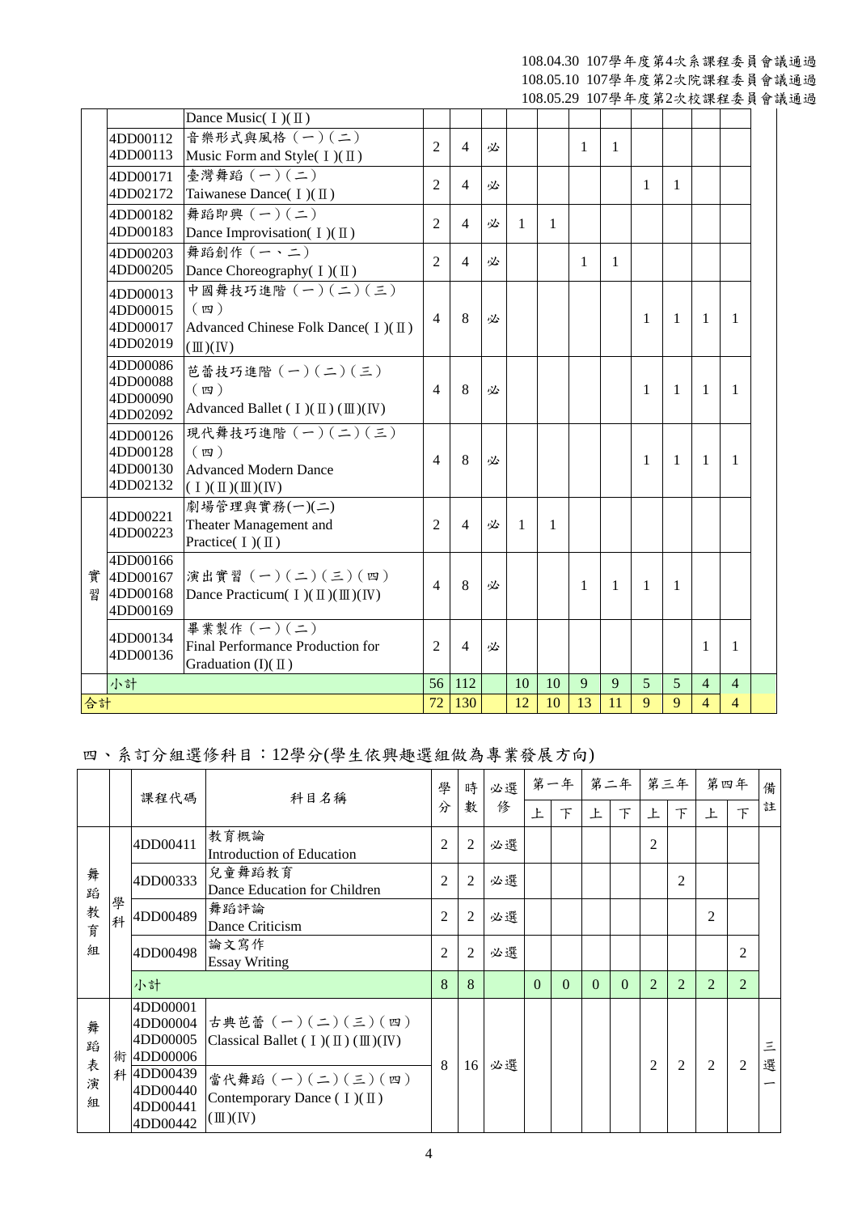108.04.30 107學年度第4次系課程委員會議通過
108.05.10 107學年度第2次院課程委員會議通過
108.05.29 107學年度第2次校課程委員會議通過

| | | | | | | | | | | | | | | |
|---|---|---|---|---|---|---|---|---|---|---|---|---|---|---|
| | | Dance Music(Ⅰ)(Ⅱ) | | | | | | | | | | | | |
| | 4DD00112<br>4DD00113 | 音樂形式與風格（一）(二)<br>Music Form and Style(Ⅰ)(Ⅱ) | 2 | 4 | 必 | | | 1 | 1 | | | | | |
| | 4DD00171<br>4DD02172 | 臺灣舞蹈（一）(二)<br>Taiwanese Dance(Ⅰ)(Ⅱ) | 2 | 4 | 必 | | | | | 1 | 1 | | | |
| | 4DD00182<br>4DD00183 | 舞蹈即興（一）(二)<br>Dance Improvisation(Ⅰ)(Ⅱ) | 2 | 4 | 必 | 1 | 1 | | | | | | | |
| | 4DD00203<br>4DD00205 | 舞蹈創作（一、二)<br>Dance Choreography(Ⅰ)(Ⅱ) | 2 | 4 | 必 | | | 1 | 1 | | | | | |
| | 4DD00013<br>4DD00015<br>4DD00017<br>4DD02019 | 中國舞技巧進階（一）(二)(三)(四)<br>Advanced Chinese Folk Dance(Ⅰ)(Ⅱ)(Ⅲ)(Ⅳ) | 4 | 8 | 必 | | | | | 1 | 1 | 1 | 1 | |
| | 4DD00086<br>4DD00088<br>4DD00090<br>4DD02092 | 芭蕾技巧進階（一）(二)(三)(四)<br>Advanced Ballet (Ⅰ)(Ⅱ) (Ⅲ)(Ⅳ) | 4 | 8 | 必 | | | | | 1 | 1 | 1 | 1 | |
| | 4DD00126<br>4DD00128<br>4DD00130<br>4DD02132 | 現代舞技巧進階（一）(二)(三)(四)<br>Advanced Modern Dance (Ⅰ)(Ⅱ)(Ⅲ)(Ⅳ) | 4 | 8 | 必 | | | | | 1 | 1 | 1 | 1 | |
| | 4DD00221<br>4DD00223 | 劇場管理與實務(一)(二)<br>Theater Management and Practice(Ⅰ)(Ⅱ) | 2 | 4 | 必 | 1 | 1 | | | | | | | |
| 實習 | 4DD00166<br>4DD00167<br>4DD00168<br>4DD00169 | 演出實習（一）(二)(三)(四)<br>Dance Practicum(Ⅰ)(Ⅱ)(Ⅲ)(Ⅳ) | 4 | 8 | 必 | | | 1 | 1 | 1 | 1 | | | |
| | 4DD00134<br>4DD00136 | 畢業製作（一）(二)<br>Final Performance Production for Graduation (I)(Ⅱ) | 2 | 4 | 必 | | | | | | | 1 | 1 | |
| | 小計 | | 56 | 112 | | 10 | 10 | 9 | 9 | 5 | 5 | 4 | 4 | |
| 合計 | | | 72 | 130 | | 12 | 10 | 13 | 11 | 9 | 9 | 4 | 4 | |

## 四、系訂分組選修科目：12學分(學生依興趣選組做為專業發展方向)

| | | 課程代碼 | 科目名稱 | 學分 | 時數 | 必選修 | 第一年 上 | 第一年 下 | 第二年 上 | 第二年 下 | 第三年 上 | 第三年 下 | 第四年 上 | 第四年 下 | 備註 |
|---|---|---|---|---|---|---|---|---|---|---|---|---|---|---|---|
| 舞蹈教育組 | 學科 | 4DD00411 | 教育概論<br>Introduction of Education | 2 | 2 | 必選 | | | | | 2 | | | | |
| | | 4DD00333 | 兒童舞蹈教育<br>Dance Education for Children | 2 | 2 | 必選 | | | | | | 2 | | | |
| | | 4DD00489 | 舞蹈評論<br>Dance Criticism | 2 | 2 | 必選 | | | | | | | 2 | | |
| | | 4DD00498 | 論文寫作<br>Essay Writing | 2 | 2 | 必選 | | | | | | | | 2 | |
| | | 小計 | | 8 | 8 | | 0 | 0 | 0 | 0 | 2 | 2 | 2 | 2 | |
| 舞蹈表演組 | 術科 | 4DD00001<br>4DD00004<br>4DD00005<br>4DD00006 | 古典芭蕾（一）(二)(三)(四)<br>Classical Ballet (Ⅰ)(Ⅱ) (Ⅲ)(Ⅳ) | 8 | 16 | 必選 | | | | | 2 | 2 | 2 | 2 | 三選一 |
| | | 4DD00439<br>4DD00440<br>4DD00441<br>4DD00442 | 當代舞蹈（一）(二)(三)(四)<br>Contemporary Dance (Ⅰ)(Ⅱ)(Ⅲ)(Ⅳ) | | | | | | | | | | | | |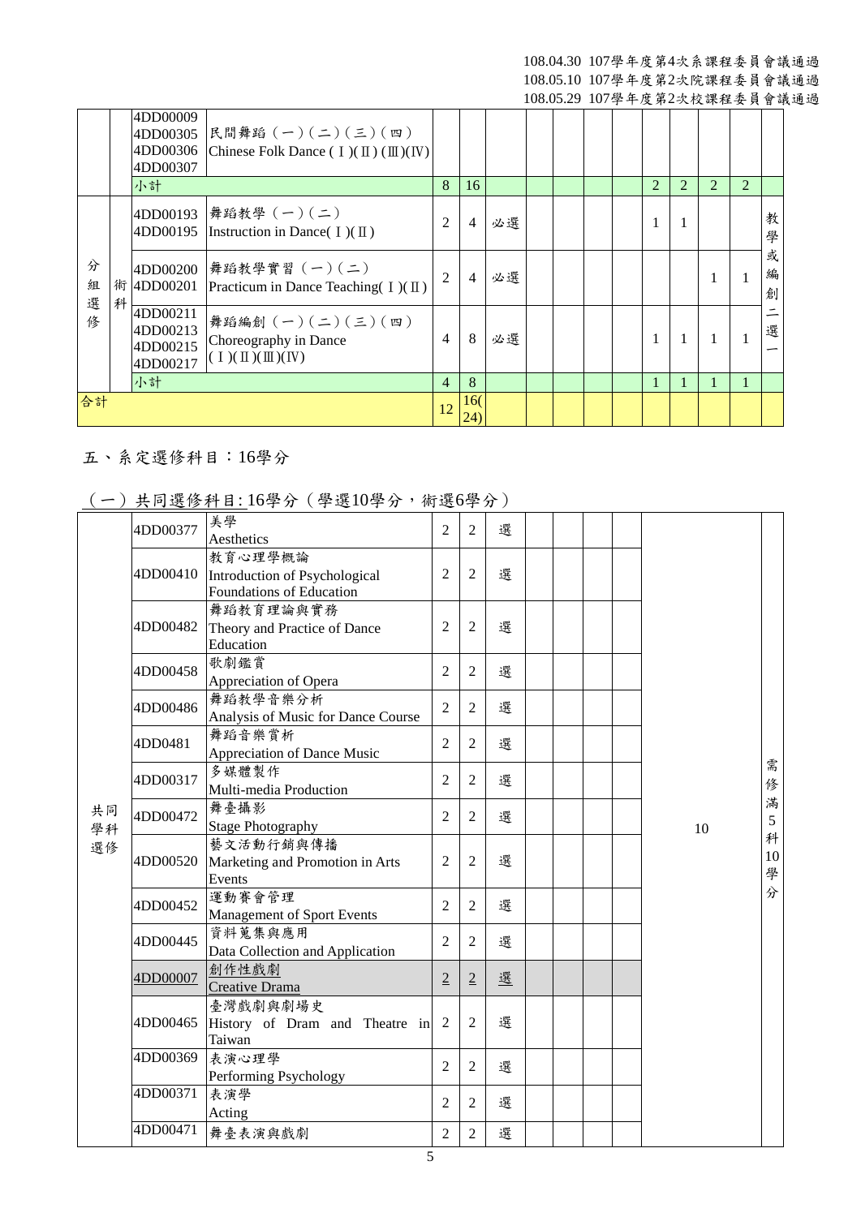108.04.30 107學年度第4次系課程委員會議通過
108.05.10 107學年度第2次院課程委員會議通過
108.05.29 107學年度第2次校課程委員會議通過

| | | | | | | | | | | | | | | | |
|---|---|---|---|---|---|---|---|---|---|---|---|---|---|---|---|
| | | 4DD00009<br>4DD00305<br>4DD00306<br>4DD00307 | 民間舞蹈（一）(二)(三)(四)<br>Chinese Folk Dance (Ⅰ)(Ⅱ)(Ⅲ)(Ⅳ) | | | | | | | | | | | | |
| | | 小計 | | 8 | 16 | | | | | | 2 | 2 | 2 | 2 | |
| 分組選修 | 術科 | 4DD00193<br>4DD00195 | 舞蹈教學（一）(二)<br>Instruction in Dance(Ⅰ)(Ⅱ) | 2 | 4 | 必選 | | | | | 1 | 1 | | | 教學或編創二選一 |
| | | 4DD00200<br>4DD00201 | 舞蹈教學實習（一）(二)<br>Practicum in Dance Teaching(Ⅰ)(Ⅱ) | 2 | 4 | 必選 | | | | | | | 1 | 1 | |
| | | 4DD00211<br>4DD00213<br>4DD00215<br>4DD00217 | 舞蹈編創（一）(二)(三)(四)<br>Choreography in Dance (Ⅰ)(Ⅱ)(Ⅲ)(Ⅳ) | 4 | 8 | 必選 | | | | | 1 | 1 | 1 | 1 | |
| | | 小計 | | 4 | 8 | | | | | | 1 | 1 | 1 | 1 | |
| 合計 | | | | 12 | 16(24) | | | | | | | | | | |

五、系定選修科目：16學分

（一）共同選修科目: 16學分（學選10學分，術選6學分）

| | | | | | | | | | | |
|---|---|---|---|---|---|---|---|---|---|---|
| 共同學科選修 | 4DD00377 | 美學<br>Aesthetics | 2 | 2 | 選 | | | | 10 | 需修滿5科10學分 |
| | 4DD00410 | 教育心理學概論<br>Introduction of Psychological Foundations of Education | 2 | 2 | 選 | | | | | |
| | 4DD00482 | 舞蹈教育理論與實務<br>Theory and Practice of Dance Education | 2 | 2 | 選 | | | | | |
| | 4DD00458 | 歌劇鑑賞<br>Appreciation of Opera | 2 | 2 | 選 | | | | | |
| | 4DD00486 | 舞蹈教學音樂分析<br>Analysis of Music for Dance Course | 2 | 2 | 選 | | | | | |
| | 4DD0481 | 舞蹈音樂賞析<br>Appreciation of Dance Music | 2 | 2 | 選 | | | | | |
| | 4DD00317 | 多媒體製作<br>Multi-media Production | 2 | 2 | 選 | | | | | |
| | 4DD00472 | 舞臺攝影<br>Stage Photography | 2 | 2 | 選 | | | | | |
| | 4DD00520 | 藝文活動行銷與傳播<br>Marketing and Promotion in Arts Events | 2 | 2 | 選 | | | | | |
| | 4DD00452 | 運動賽會管理<br>Management of Sport Events | 2 | 2 | 選 | | | | | |
| | 4DD00445 | 資料蒐集與應用<br>Data Collection and Application | 2 | 2 | 選 | | | | | |
| | 4DD00007 | 創作性戲劇<br>Creative Drama | 2 | 2 | 選 | | | | | |
| | 4DD00465 | 臺灣戲劇與劇場史<br>History of Dram and Theatre in Taiwan | 2 | 2 | 選 | | | | | |
| | 4DD00369 | 表演心理學<br>Performing Psychology | 2 | 2 | 選 | | | | | |
| | 4DD00371 | 表演學<br>Acting | 2 | 2 | 選 | | | | | |
| | 4DD00471 | 舞臺表演與戲劇 | 2 | 2 | 選 | | | | | |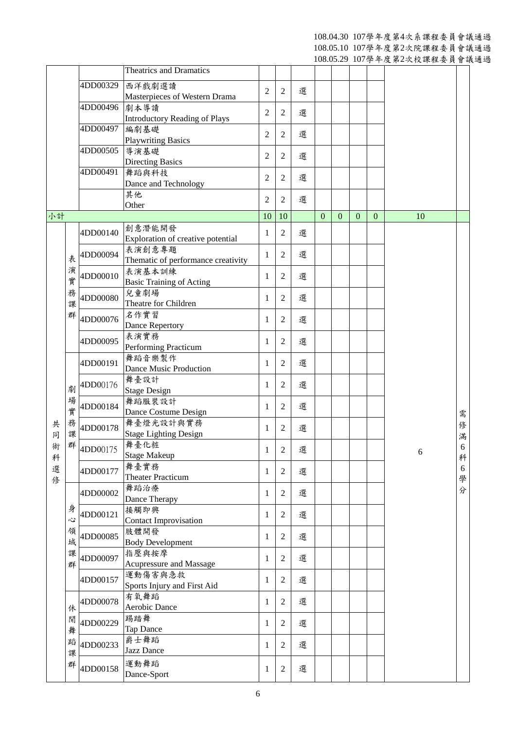108.04.30 107學年度第4次系課程委員會議通過
108.05.10 107學年度第2次院課程委員會議通過
108.05.29 107學年度第2次校課程委員會議通過

| | | | | | | | | | | | | |
|---|---|---|---|---|---|---|---|---|---|---|---|---|
| | | | Theatrics and Dramatics | | | | | | | | | |
| | | 4DD00329 | 西洋戲劇選讀<br>Masterpieces of Western Drama | 2 | 2 | 選 | | | | | | |
| | | 4DD00496 | 劇本導讀<br>Introductory Reading of Plays | 2 | 2 | 選 | | | | | | |
| | | 4DD00497 | 編劇基礎<br>Playwriting Basics | 2 | 2 | 選 | | | | | | |
| | | 4DD00505 | 導演基礎<br>Directing Basics | 2 | 2 | 選 | | | | | | |
| | | 4DD00491 | 舞蹈與科技<br>Dance and Technology | 2 | 2 | 選 | | | | | | |
| | | | 其他<br>Other | 2 | 2 | 選 | | | | | | |
| 小計 | | | | 10 | 10 | | 0 | 0 | 0 | 0 | 10 | |
| 共同術科選修 | 表演實務課群 | 4DD00140 | 創意潛能開發<br>Exploration of creative potential | 1 | 2 | 選 | | | | | 6 | 需修滿6科6學分 |
| | | 4DD00094 | 表演創意專題<br>Thematic of performance creativity | 1 | 2 | 選 | | | | | | |
| | | 4DD00010 | 表演基本訓練<br>Basic Training of Acting | 1 | 2 | 選 | | | | | | |
| | | 4DD00080 | 兒童劇場<br>Theatre for Children | 1 | 2 | 選 | | | | | | |
| | | 4DD00076 | 名作實習<br>Dance Repertory | 1 | 2 | 選 | | | | | | |
| | | 4DD00095 | 表演實務<br>Performing Practicum | 1 | 2 | 選 | | | | | | |
| | 劇場實務課群 | 4DD00191 | 舞蹈音樂製作<br>Dance Music Production | 1 | 2 | 選 | | | | | | |
| | | 4DD00176 | 舞臺設計<br>Stage Design | 1 | 2 | 選 | | | | | | |
| | | 4DD00184 | 舞蹈服裝設計<br>Dance Costume Design | 1 | 2 | 選 | | | | | | |
| | | 4DD00178 | 舞臺燈光設計與實務<br>Stage Lighting Design | 1 | 2 | 選 | | | | | | |
| | | 4DD00175 | 舞臺化粧<br>Stage Makeup | 1 | 2 | 選 | | | | | | |
| | | 4DD00177 | 舞臺實務<br>Theater Practicum | 1 | 2 | 選 | | | | | | |
| | 身心領域課群 | 4DD00002 | 舞蹈治療<br>Dance Therapy | 1 | 2 | 選 | | | | | | |
| | | 4DD00121 | 接觸即興<br>Contact Improvisation | 1 | 2 | 選 | | | | | | |
| | | 4DD00085 | 肢體開發<br>Body Development | 1 | 2 | 選 | | | | | | |
| | | 4DD00097 | 指壓與按摩<br>Acupressure and Massage | 1 | 2 | 選 | | | | | | |
| | | 4DD00157 | 運動傷害與急救<br>Sports Injury and First Aid | 1 | 2 | 選 | | | | | | |
| | 休閒舞蹈課群 | 4DD00078 | 有氧舞蹈<br>Aerobic Dance | 1 | 2 | 選 | | | | | | |
| | | 4DD00229 | 踢踏舞<br>Tap Dance | 1 | 2 | 選 | | | | | | |
| | | 4DD00233 | 爵士舞蹈<br>Jazz Dance | 1 | 2 | 選 | | | | | | |
| | | 4DD00158 | 運動舞蹈<br>Dance-Sport | 1 | 2 | 選 | | | | | | |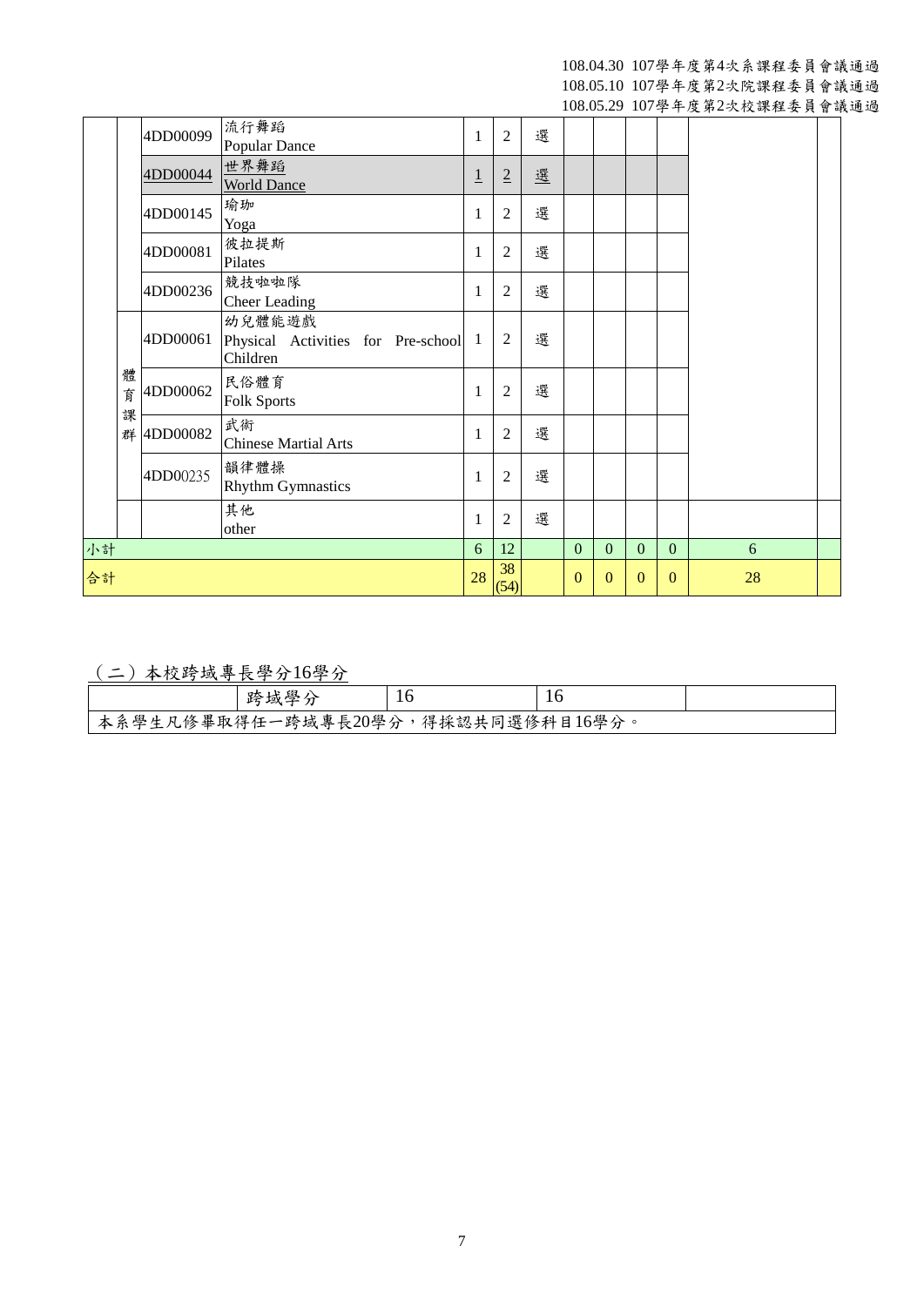108.04.30 107學年度第4次系課程委員會議通過
108.05.10 107學年度第2次院課程委員會議通過
108.05.29 107學年度第2次校課程委員會議通過

| | | | | | | | | | | | | |
|---|---|---|---|---|---|---|---|---|---|---|---|---|
| | | 4DD00099 | 流行舞蹈 Popular Dance | 1 | 2 | 選 | | | | | | |
| | | 4DD00044 | 世界舞蹈 World Dance | 1 | 2 | 選 | | | | | | |
| | | 4DD00145 | 瑜珈 Yoga | 1 | 2 | 選 | | | | | | |
| | | 4DD00081 | 彼拉提斯 Pilates | 1 | 2 | 選 | | | | | | |
| | | 4DD00236 | 競技啦啦隊 Cheer Leading | 1 | 2 | 選 | | | | | | |
| | 體育課群 | 4DD00061 | 幼兒體能遊戲 Physical Activities for Pre-school Children | 1 | 2 | 選 | | | | | | |
| | 體育課群 | 4DD00062 | 民俗體育 Folk Sports | 1 | 2 | 選 | | | | | | |
| | 體育課群 | 4DD00082 | 武術 Chinese Martial Arts | 1 | 2 | 選 | | | | | | |
| | 體育課群 | 4DD00235 | 韻律體操 Rhythm Gymnastics | 1 | 2 | 選 | | | | | | |
| | | | 其他 other | 1 | 2 | 選 | | | | | | |
| 小計 | | | | 6 | 12 | | 0 | 0 | 0 | 0 | 6 | |
| 合計 | | | | 28 | 38 (54) | | 0 | 0 | 0 | 0 | 28 | |

（二）本校跨域專長學分16學分

| | | | | |
|---|---|---|---|---|
| | 跨域學分 | 16 | 16 | |
| 本系學生凡修畢取得任一跨域專長20學分，得採認共同選修科目16學分。 | | | | |